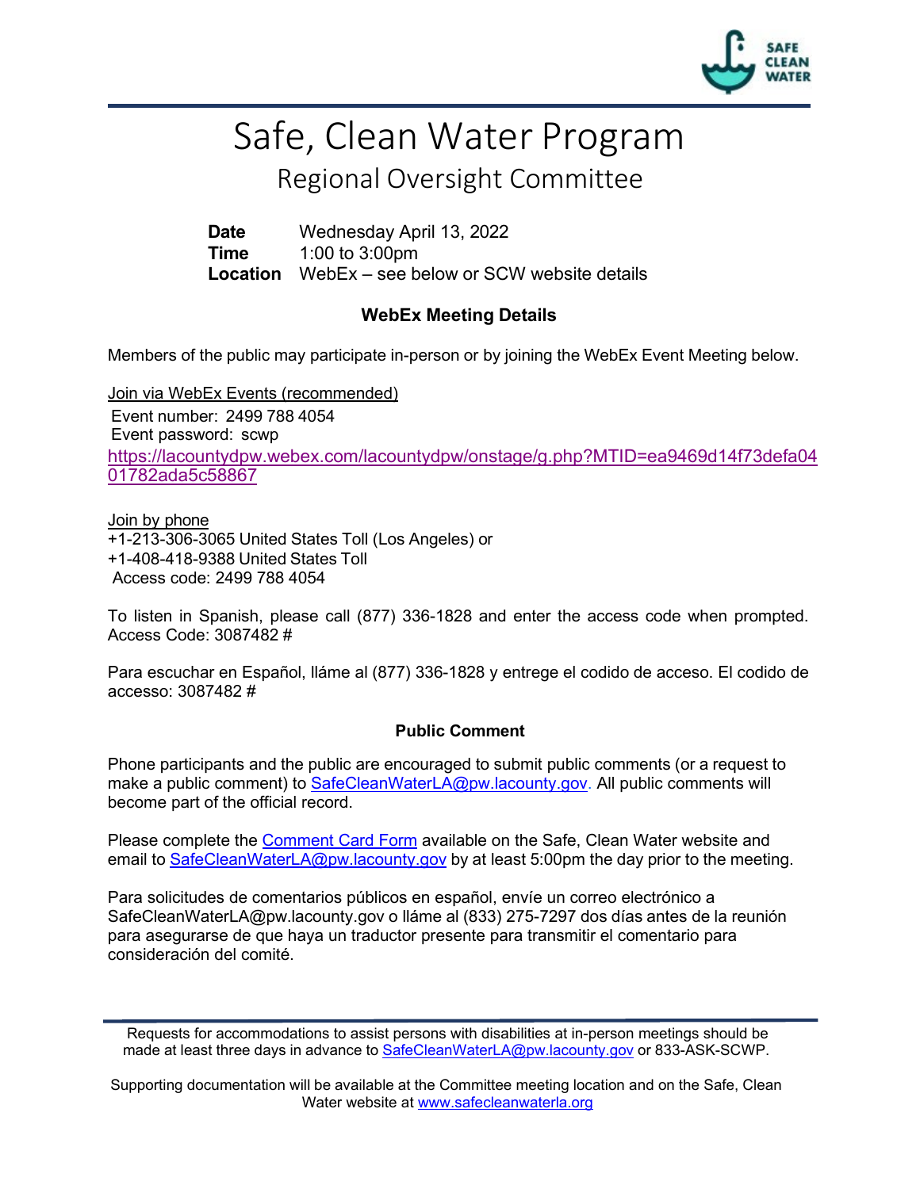# Safe, Clean Water Program

## Regional Oversight Committee

**Date** Wednesday April 13, 2022
**Time** 1:00 to 3:00pm
**Location** WebEx – see below or SCW website details

### WebEx Meeting Details

Members of the public may participate in-person or by joining the WebEx Event Meeting below.

Join via WebEx Events (recommended)
Event number: 2499 788 4054
Event password: scwp
https://lacountydpw.webex.com/lacountydpw/onstage/g.php?MTID=ea9469d14f73defa0401782ada5c58867

Join by phone
+1-213-306-3065 United States Toll (Los Angeles) or
+1-408-418-9388 United States Toll
Access code: 2499 788 4054

To listen in Spanish, please call (877) 336-1828 and enter the access code when prompted. Access Code: 3087482 #

Para escuchar en Español, lláme al (877) 336-1828 y entrege el codido de acceso. El codido de accesso: 3087482 #

### Public Comment

Phone participants and the public are encouraged to submit public comments (or a request to make a public comment) to SafeCleanWaterLA@pw.lacounty.gov. All public comments will become part of the official record.

Please complete the Comment Card Form available on the Safe, Clean Water website and email to SafeCleanWaterLA@pw.lacounty.gov by at least 5:00pm the day prior to the meeting.

Para solicitudes de comentarios públicos en español, envíe un correo electrónico a SafeCleanWaterLA@pw.lacounty.gov o lláme al (833) 275-7297 dos días antes de la reunión para asegurarse de que haya un traductor presente para transmitir el comentario para consideración del comité.

---

Requests for accommodations to assist persons with disabilities at in-person meetings should be made at least three days in advance to SafeCleanWaterLA@pw.lacounty.gov or 833-ASK-SCWP.

Supporting documentation will be available at the Committee meeting location and on the Safe, Clean Water website at www.safecleanwaterla.org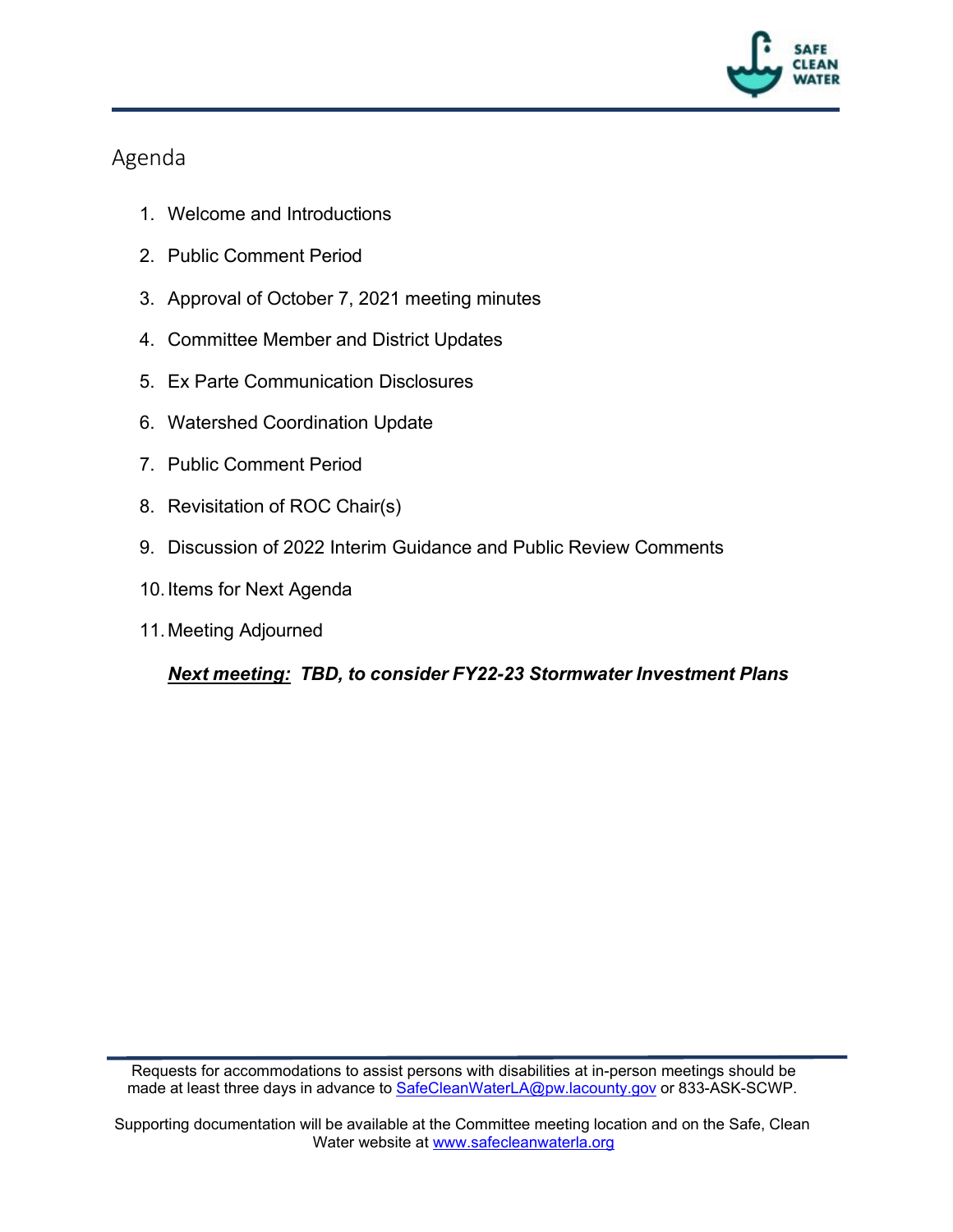## Agenda

1. Welcome and Introductions
2. Public Comment Period
3. Approval of October 7, 2021 meeting minutes
4. Committee Member and District Updates
5. Ex Parte Communication Disclosures
6. Watershed Coordination Update
7. Public Comment Period
8. Revisitation of ROC Chair(s)
9. Discussion of 2022 Interim Guidance and Public Review Comments
10. Items for Next Agenda
11. Meeting Adjourned

***Next meeting:*** ***TBD, to consider FY22-23 Stormwater Investment Plans***

Requests for accommodations to assist persons with disabilities at in-person meetings should be made at least three days in advance to SafeCleanWaterLA@pw.lacounty.gov or 833-ASK-SCWP.

Supporting documentation will be available at the Committee meeting location and on the Safe, Clean Water website at www.safecleanwaterla.org